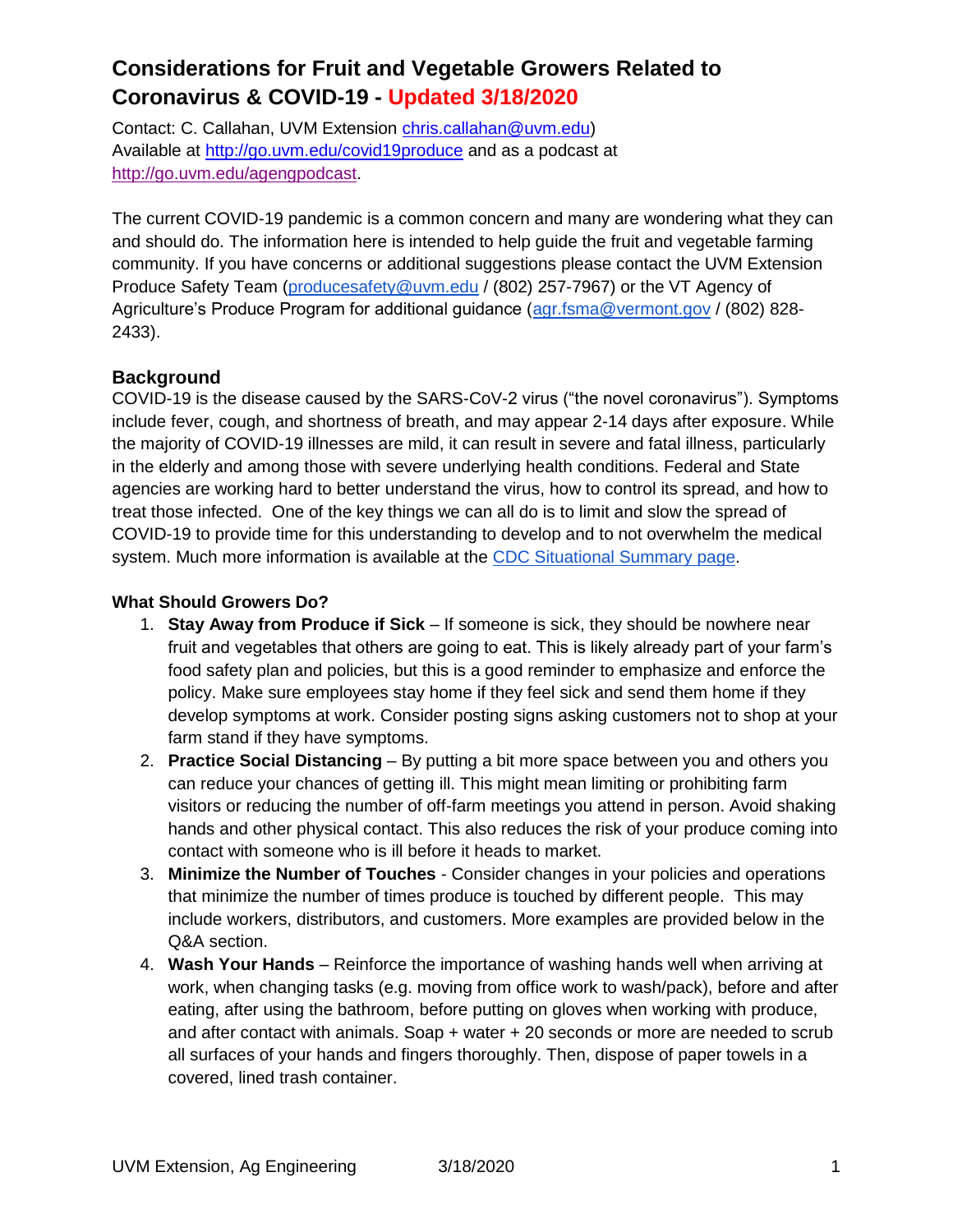# Considerations for Fruit and Vegetable Growers Related to Coronavirus & COVID-19 - Updated 3/18/2020

Contact: C. Callahan, UVM Extension chris.callahan@uvm.edu)
Available at http://go.uvm.edu/covid19produce and as a podcast at http://go.uvm.edu/agengpodcast.

The current COVID-19 pandemic is a common concern and many are wondering what they can and should do. The information here is intended to help guide the fruit and vegetable farming community. If you have concerns or additional suggestions please contact the UVM Extension Produce Safety Team (producesafety@uvm.edu / (802) 257-7967) or the VT Agency of Agriculture's Produce Program for additional guidance (agr.fsma@vermont.gov / (802) 828-2433).

## Background

COVID-19 is the disease caused by the SARS-CoV-2 virus ("the novel coronavirus"). Symptoms include fever, cough, and shortness of breath, and may appear 2-14 days after exposure. While the majority of COVID-19 illnesses are mild, it can result in severe and fatal illness, particularly in the elderly and among those with severe underlying health conditions. Federal and State agencies are working hard to better understand the virus, how to control its spread, and how to treat those infected. One of the key things we can all do is to limit and slow the spread of COVID-19 to provide time for this understanding to develop and to not overwhelm the medical system. Much more information is available at the CDC Situational Summary page.

### What Should Growers Do?

1. **Stay Away from Produce if Sick** – If someone is sick, they should be nowhere near fruit and vegetables that others are going to eat. This is likely already part of your farm's food safety plan and policies, but this is a good reminder to emphasize and enforce the policy. Make sure employees stay home if they feel sick and send them home if they develop symptoms at work. Consider posting signs asking customers not to shop at your farm stand if they have symptoms.
2. **Practice Social Distancing** – By putting a bit more space between you and others you can reduce your chances of getting ill. This might mean limiting or prohibiting farm visitors or reducing the number of off-farm meetings you attend in person. Avoid shaking hands and other physical contact. This also reduces the risk of your produce coming into contact with someone who is ill before it heads to market.
3. **Minimize the Number of Touches** - Consider changes in your policies and operations that minimize the number of times produce is touched by different people. This may include workers, distributors, and customers. More examples are provided below in the Q&A section.
4. **Wash Your Hands** – Reinforce the importance of washing hands well when arriving at work, when changing tasks (e.g. moving from office work to wash/pack), before and after eating, after using the bathroom, before putting on gloves when working with produce, and after contact with animals. Soap + water + 20 seconds or more are needed to scrub all surfaces of your hands and fingers thoroughly. Then, dispose of paper towels in a covered, lined trash container.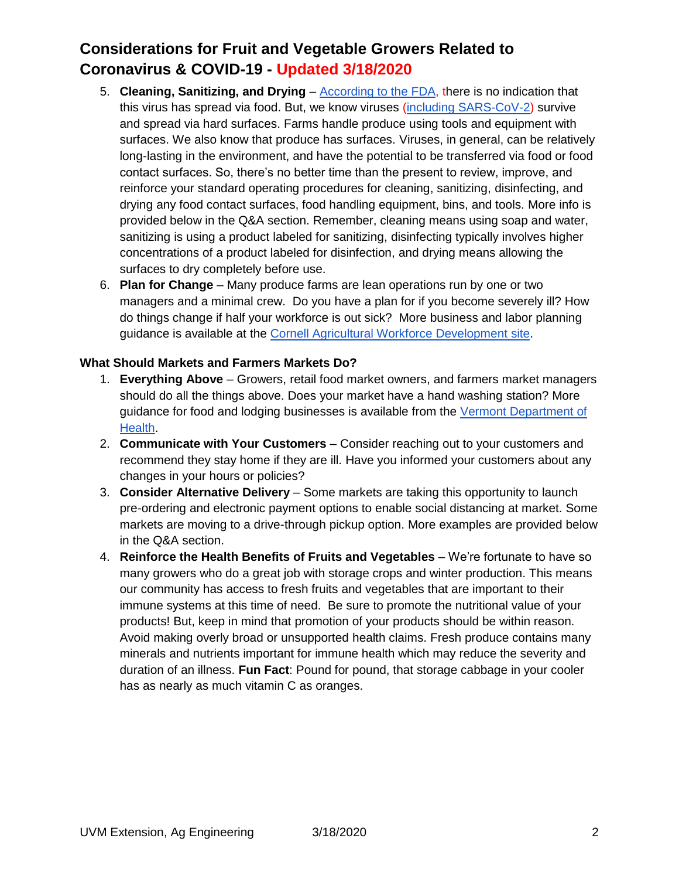5. **Cleaning, Sanitizing, and Drying** – According to the FDA, there is no indication that this virus has spread via food. But, we know viruses (including SARS-CoV-2) survive and spread via hard surfaces. Farms handle produce using tools and equipment with surfaces. We also know that produce has surfaces. Viruses, in general, can be relatively long-lasting in the environment, and have the potential to be transferred via food or food contact surfaces. So, there's no better time than the present to review, improve, and reinforce your standard operating procedures for cleaning, sanitizing, disinfecting, and drying any food contact surfaces, food handling equipment, bins, and tools. More info is provided below in the Q&A section. Remember, cleaning means using soap and water, sanitizing is using a product labeled for sanitizing, disinfecting typically involves higher concentrations of a product labeled for disinfection, and drying means allowing the surfaces to dry completely before use.
6. **Plan for Change** – Many produce farms are lean operations run by one or two managers and a minimal crew. Do you have a plan for if you become severely ill? How do things change if half your workforce is out sick? More business and labor planning guidance is available at the Cornell Agricultural Workforce Development site.

**What Should Markets and Farmers Markets Do?**

1. **Everything Above** – Growers, retail food market owners, and farmers market managers should do all the things above. Does your market have a hand washing station? More guidance for food and lodging businesses is available from the Vermont Department of Health.
2. **Communicate with Your Customers** – Consider reaching out to your customers and recommend they stay home if they are ill. Have you informed your customers about any changes in your hours or policies?
3. **Consider Alternative Delivery** – Some markets are taking this opportunity to launch pre-ordering and electronic payment options to enable social distancing at market. Some markets are moving to a drive-through pickup option. More examples are provided below in the Q&A section.
4. **Reinforce the Health Benefits of Fruits and Vegetables** – We're fortunate to have so many growers who do a great job with storage crops and winter production. This means our community has access to fresh fruits and vegetables that are important to their immune systems at this time of need. Be sure to promote the nutritional value of your products! But, keep in mind that promotion of your products should be within reason. Avoid making overly broad or unsupported health claims. Fresh produce contains many minerals and nutrients important for immune health which may reduce the severity and duration of an illness. **Fun Fact**: Pound for pound, that storage cabbage in your cooler has as nearly as much vitamin C as oranges.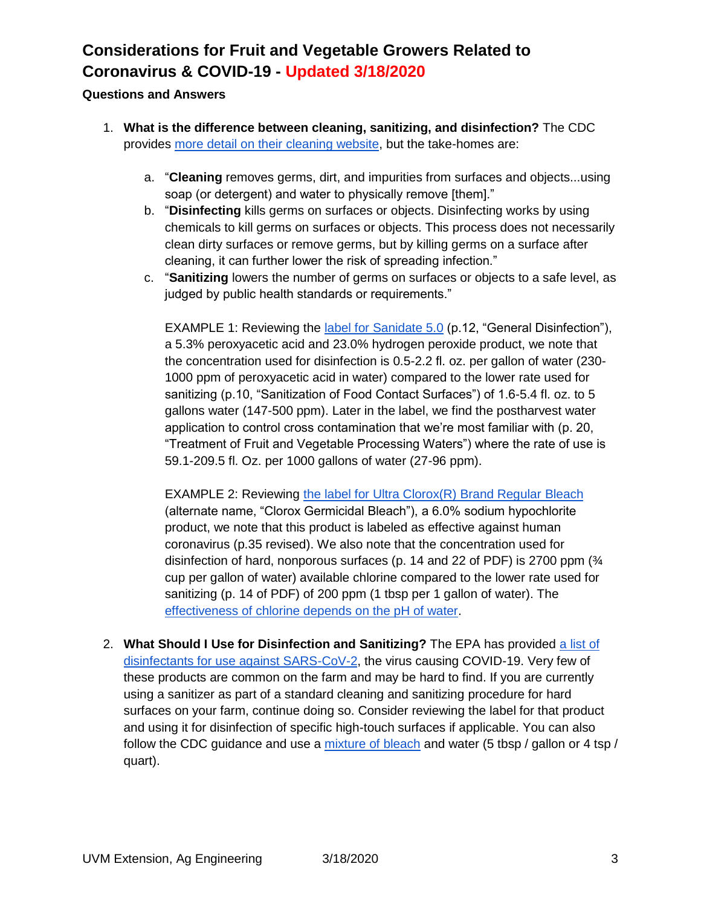# Considerations for Fruit and Vegetable Growers Related to Coronavirus & COVID-19 - Updated 3/18/2020

**Questions and Answers**

1. **What is the difference between cleaning, sanitizing, and disinfection?** The CDC provides more detail on their cleaning website, but the take-homes are:

   a. "**Cleaning** removes germs, dirt, and impurities from surfaces and objects...using soap (or detergent) and water to physically remove [them]."

   b. "**Disinfecting** kills germs on surfaces or objects. Disinfecting works by using chemicals to kill germs on surfaces or objects. This process does not necessarily clean dirty surfaces or remove germs, but by killing germs on a surface after cleaning, it can further lower the risk of spreading infection."

   c. "**Sanitizing** lowers the number of germs on surfaces or objects to a safe level, as judged by public health standards or requirements."

   EXAMPLE 1: Reviewing the label for Sanidate 5.0 (p.12, "General Disinfection"), a 5.3% peroxyacetic acid and 23.0% hydrogen peroxide product, we note that the concentration used for disinfection is 0.5-2.2 fl. oz. per gallon of water (230-1000 ppm of peroxyacetic acid in water) compared to the lower rate used for sanitizing (p.10, "Sanitization of Food Contact Surfaces") of 1.6-5.4 fl. oz. to 5 gallons water (147-500 ppm). Later in the label, we find the postharvest water application to control cross contamination that we're most familiar with (p. 20, "Treatment of Fruit and Vegetable Processing Waters") where the rate of use is 59.1-209.5 fl. Oz. per 1000 gallons of water (27-96 ppm).

   EXAMPLE 2: Reviewing the label for Ultra Clorox(R) Brand Regular Bleach (alternate name, "Clorox Germicidal Bleach"), a 6.0% sodium hypochlorite product, we note that this product is labeled as effective against human coronavirus (p.35 revised). We also note that the concentration used for disinfection of hard, nonporous surfaces (p. 14 and 22 of PDF) is 2700 ppm (¾ cup per gallon of water) available chlorine compared to the lower rate used for sanitizing (p. 14 of PDF) of 200 ppm (1 tbsp per 1 gallon of water). The effectiveness of chlorine depends on the pH of water.

2. **What Should I Use for Disinfection and Sanitizing?** The EPA has provided a list of disinfectants for use against SARS-CoV-2, the virus causing COVID-19. Very few of these products are common on the farm and may be hard to find. If you are currently using a sanitizer as part of a standard cleaning and sanitizing procedure for hard surfaces on your farm, continue doing so. Consider reviewing the label for that product and using it for disinfection of specific high-touch surfaces if applicable. You can also follow the CDC guidance and use a mixture of bleach and water (5 tbsp / gallon or 4 tsp / quart).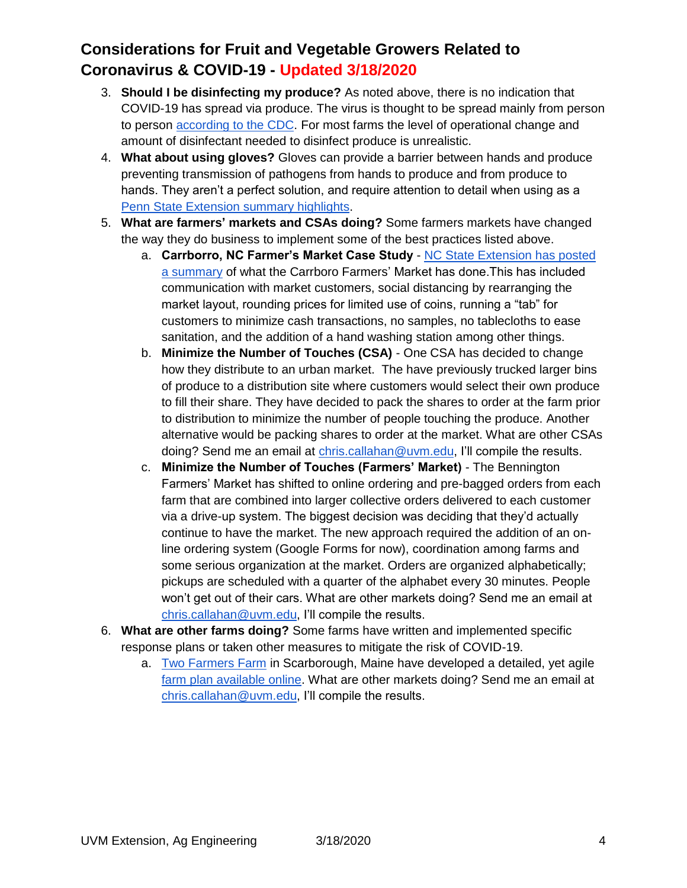3. **Should I be disinfecting my produce?** As noted above, there is no indication that COVID-19 has spread via produce. The virus is thought to be spread mainly from person to person according to the CDC. For most farms the level of operational change and amount of disinfectant needed to disinfect produce is unrealistic.
4. **What about using gloves?** Gloves can provide a barrier between hands and produce preventing transmission of pathogens from hands to produce and from produce to hands. They aren't a perfect solution, and require attention to detail when using as a Penn State Extension summary highlights.
5. **What are farmers' markets and CSAs doing?** Some farmers markets have changed the way they do business to implement some of the best practices listed above.
   a. **Carrboro, NC Farmer's Market Case Study** - NC State Extension has posted a summary of what the Carrboro Farmers' Market has done.This has included communication with market customers, social distancing by rearranging the market layout, rounding prices for limited use of coins, running a "tab" for customers to minimize cash transactions, no samples, no tablecloths to ease sanitation, and the addition of a hand washing station among other things.
   b. **Minimize the Number of Touches (CSA)** - One CSA has decided to change how they distribute to an urban market. The have previously trucked larger bins of produce to a distribution site where customers would select their own produce to fill their share. They have decided to pack the shares to order at the farm prior to distribution to minimize the number of people touching the produce. Another alternative would be packing shares to order at the market. What are other CSAs doing? Send me an email at chris.callahan@uvm.edu, I'll compile the results.
   c. **Minimize the Number of Touches (Farmers' Market)** - The Bennington Farmers' Market has shifted to online ordering and pre-bagged orders from each farm that are combined into larger collective orders delivered to each customer via a drive-up system. The biggest decision was deciding that they'd actually continue to have the market. The new approach required the addition of an on-line ordering system (Google Forms for now), coordination among farms and some serious organization at the market. Orders are organized alphabetically; pickups are scheduled with a quarter of the alphabet every 30 minutes. People won't get out of their cars. What are other markets doing? Send me an email at chris.callahan@uvm.edu, I'll compile the results.
6. **What are other farms doing?** Some farms have written and implemented specific response plans or taken other measures to mitigate the risk of COVID-19.
   a. Two Farmers Farm in Scarborough, Maine have developed a detailed, yet agile farm plan available online. What are other markets doing? Send me an email at chris.callahan@uvm.edu, I'll compile the results.